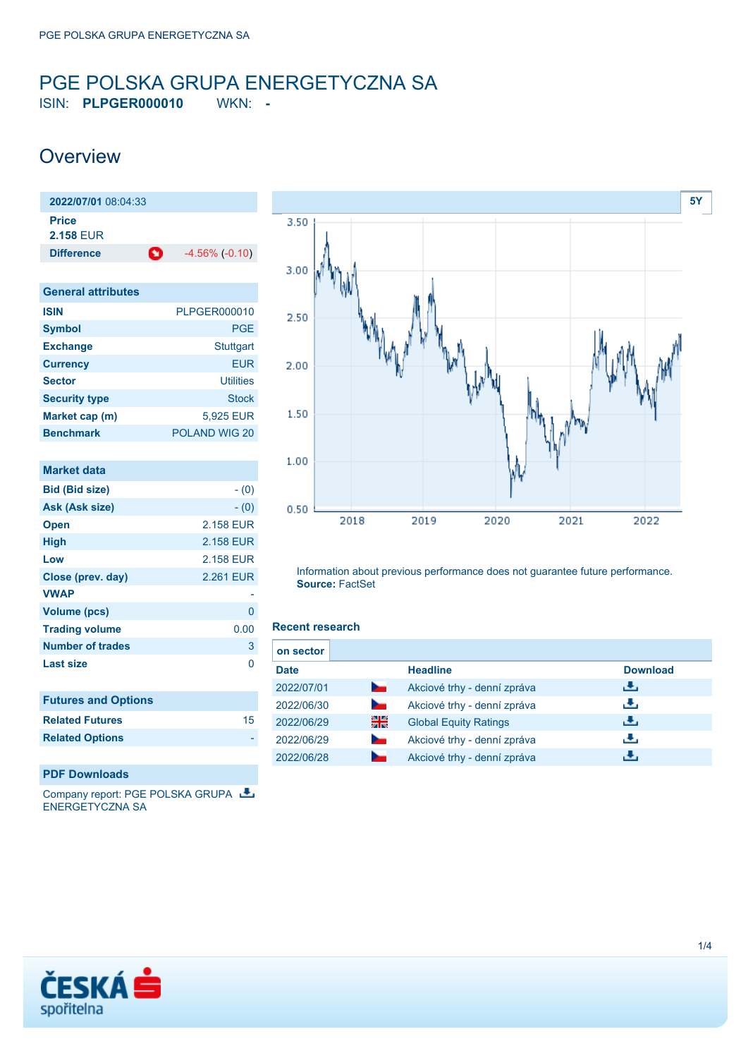# PGE POLSKA GRUPA ENERGETYCZNA SA

ISIN: **PLPGER000010** WKN: **-**

## Overview

| **2022/07/01** 08:04:33 | |
|---|---|
| **Price** | |
| **2.158** EUR | |
| **Difference** | -4.56% (-0.10) |

| General attributes | |
|---|---|
| **ISIN** | PLPGER000010 |
| **Symbol** | PGE |
| **Exchange** | Stuttgart |
| **Currency** | EUR |
| **Sector** | Utilities |
| **Security type** | Stock |
| **Market cap (m)** | 5,925 EUR |
| **Benchmark** | POLAND WIG 20 |

| Market data | |
|---|---|
| **Bid (Bid size)** | - (0) |
| **Ask (Ask size)** | - (0) |
| **Open** | 2.158 EUR |
| **High** | 2.158 EUR |
| **Low** | 2.158 EUR |
| **Close (prev. day)** | 2.261 EUR |
| **VWAP** | - |
| **Volume (pcs)** | 0 |
| **Trading volume** | 0.00 |
| **Number of trades** | 3 |
| **Last size** | 0 |

| Futures and Options | |
|---|---|
| **Related Futures** | 15 |
| **Related Options** | - |

**PDF Downloads**

Company report: PGE POLSKA GRUPA ENERGETYCZNA SA

Information about previous performance does not guarantee future performance.
**Source:** FactSet

### Recent research

**on sector**

| Date | | Headline | Download |
|---|---|---|---|
| 2022/07/01 | | Akciové trhy - denní zpráva | |
| 2022/06/30 | | Akciové trhy - denní zpráva | |
| 2022/06/29 | | Global Equity Ratings | |
| 2022/06/29 | | Akciové trhy - denní zpráva | |
| 2022/06/28 | | Akciové trhy - denní zpráva | |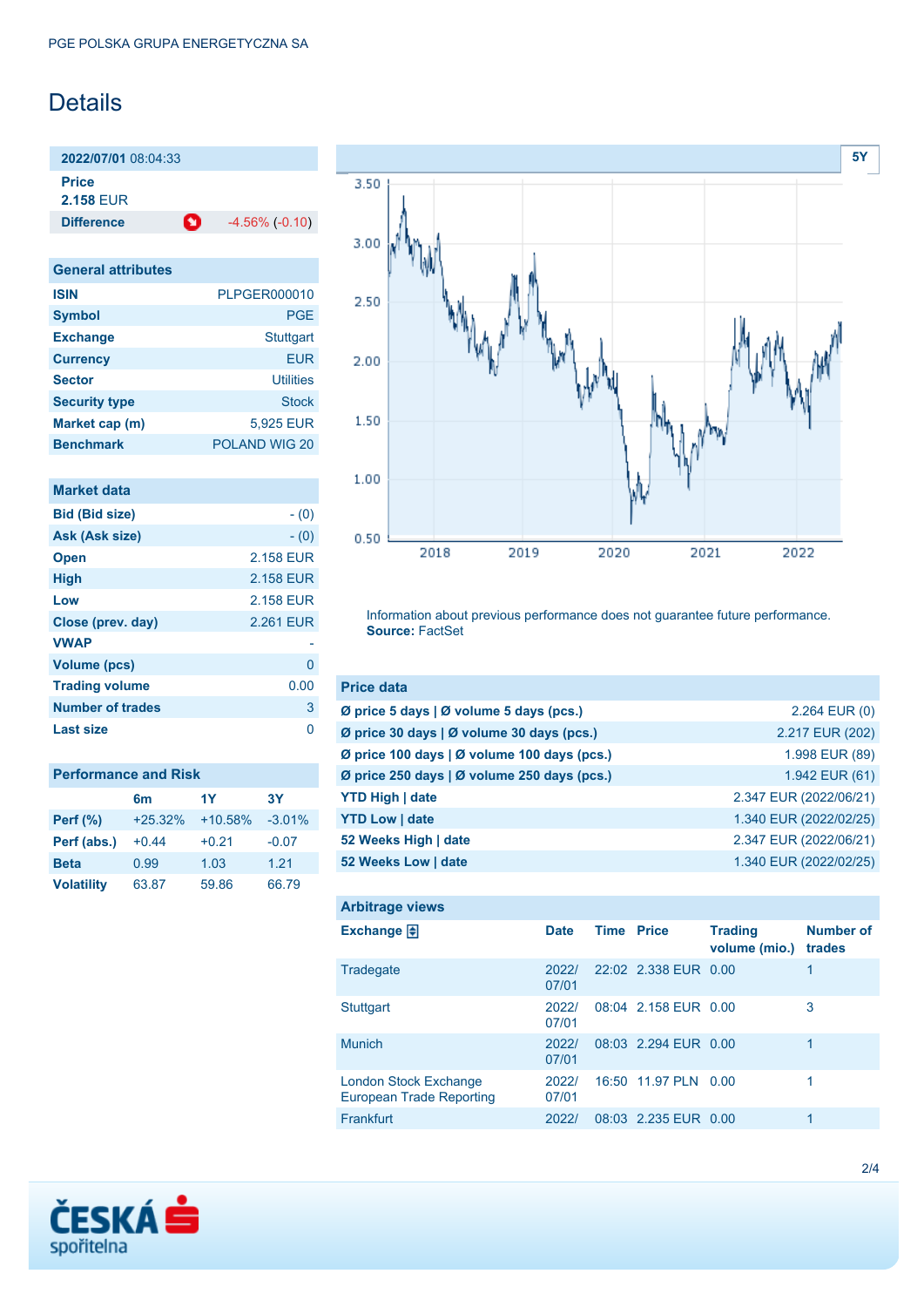PGE POLSKA GRUPA ENERGETYCZNA SA

# Details

**2022/07/01** 08:04:33

**Price**
**2.158** EUR

| **Difference** | -4.56% (-0.10) |
|---|---|

## General attributes

| | |
|---|---|
| **ISIN** | PLPGER000010 |
| **Symbol** | PGE |
| **Exchange** | Stuttgart |
| **Currency** | EUR |
| **Sector** | Utilities |
| **Security type** | Stock |
| **Market cap (m)** | 5,925 EUR |
| **Benchmark** | POLAND WIG 20 |

## Market data

| | |
|---|---|
| **Bid (Bid size)** | - (0) |
| **Ask (Ask size)** | - (0) |
| **Open** | 2.158 EUR |
| **High** | 2.158 EUR |
| **Low** | 2.158 EUR |
| **Close (prev. day)** | 2.261 EUR |
| **VWAP** | - |
| **Volume (pcs)** | 0 |
| **Trading volume** | 0.00 |
| **Number of trades** | 3 |
| **Last size** | 0 |

## Performance and Risk

| | 6m | 1Y | 3Y |
|---|---|---|---|
| **Perf (%)** | +25.32% | +10.58% | -3.01% |
| **Perf (abs.)** | +0.44 | +0.21 | -0.07 |
| **Beta** | 0.99 | 1.03 | 1.21 |
| **Volatility** | 63.87 | 59.86 | 66.79 |

Information about previous performance does not guarantee future performance.
**Source:** FactSet

## Price data

| | |
|---|---|
| **Ø price 5 days \| Ø volume 5 days (pcs.)** | 2.264 EUR (0) |
| **Ø price 30 days \| Ø volume 30 days (pcs.)** | 2.217 EUR (202) |
| **Ø price 100 days \| Ø volume 100 days (pcs.)** | 1.998 EUR (89) |
| **Ø price 250 days \| Ø volume 250 days (pcs.)** | 1.942 EUR (61) |
| **YTD High \| date** | 2.347 EUR (2022/06/21) |
| **YTD Low \| date** | 1.340 EUR (2022/02/25) |
| **52 Weeks High \| date** | 2.347 EUR (2022/06/21) |
| **52 Weeks Low \| date** | 1.340 EUR (2022/02/25) |

## Arbitrage views

| Exchange | Date | Time | Price | Trading volume (mio.) | Number of trades |
|---|---|---|---|---|---|
| Tradegate | 2022/07/01 | 22:02 | 2.338 EUR | 0.00 | 1 |
| Stuttgart | 2022/07/01 | 08:04 | 2.158 EUR | 0.00 | 3 |
| Munich | 2022/07/01 | 08:03 | 2.294 EUR | 0.00 | 1 |
| London Stock Exchange European Trade Reporting | 2022/07/01 | 16:50 | 11.97 PLN | 0.00 | 1 |
| Frankfurt | 2022/ | 08:03 | 2.235 EUR | 0.00 | 1 |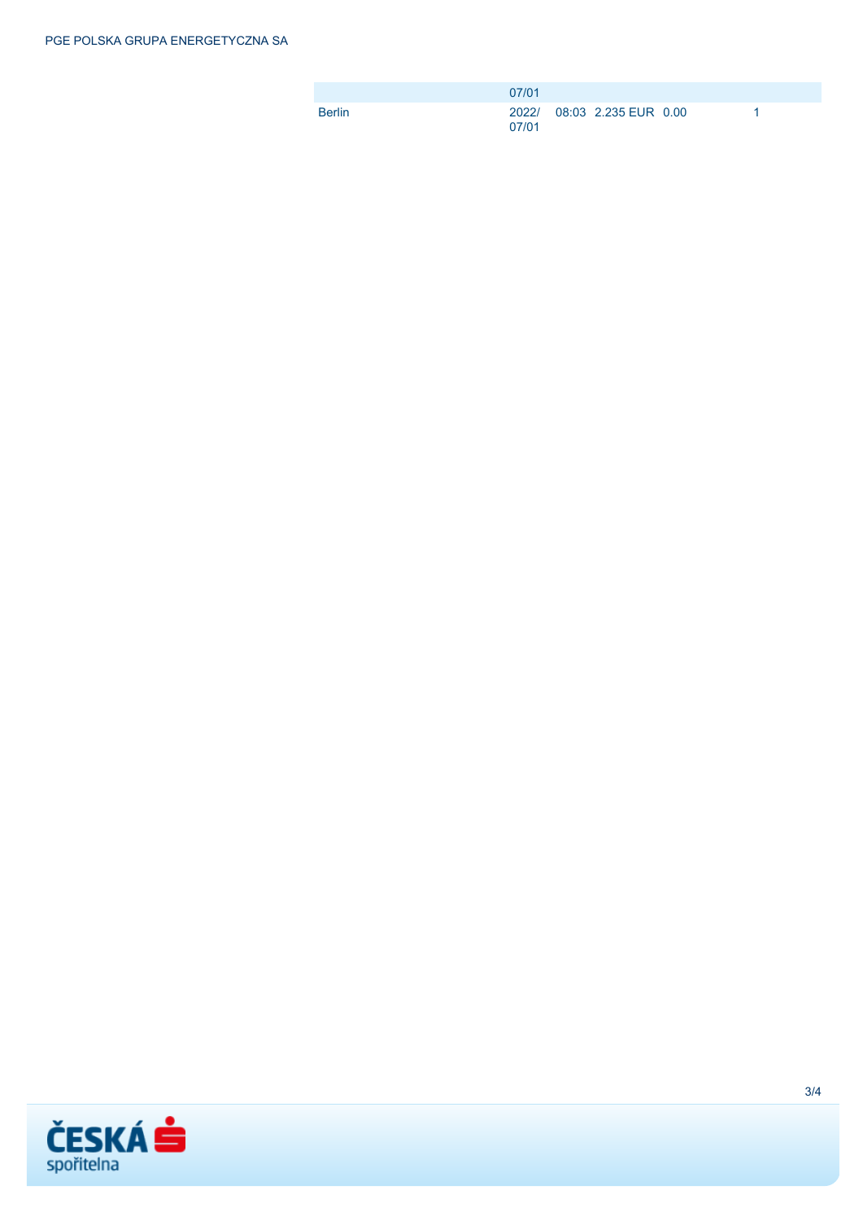|  | 07/01 |  |  |  |  |
| --- | --- | --- | --- | --- | --- |
| Berlin | 2022/<br>07/01 | 08:03 | 2.235 EUR | 0.00 | 1 |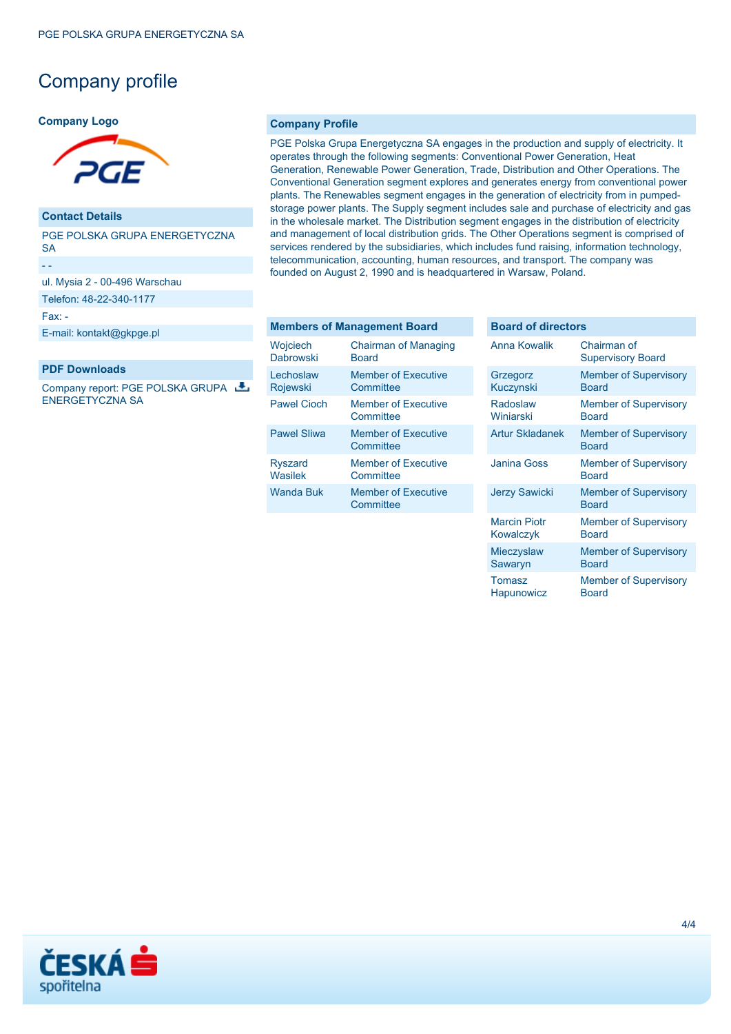# Company profile

**Company Logo**

## Contact Details

PGE POLSKA GRUPA ENERGETYCZNA SA

- -

ul. Mysia 2 - 00-496 Warschau

Telefon: 48-22-340-1177

Fax: -

E-mail: kontakt@gkpge.pl

## PDF Downloads

Company report: PGE POLSKA GRUPA ENERGETYCZNA SA

## Company Profile

PGE Polska Grupa Energetyczna SA engages in the production and supply of electricity. It operates through the following segments: Conventional Power Generation, Heat Generation, Renewable Power Generation, Trade, Distribution and Other Operations. The Conventional Generation segment explores and generates energy from conventional power plants. The Renewables segment engages in the generation of electricity from in pumped-storage power plants. The Supply segment includes sale and purchase of electricity and gas in the wholesale market. The Distribution segment engages in the distribution of electricity and management of local distribution grids. The Other Operations segment is comprised of services rendered by the subsidiaries, which includes fund raising, information technology, telecommunication, accounting, human resources, and transport. The company was founded on August 2, 1990 and is headquartered in Warsaw, Poland.

## Members of Management Board

| | |
|---|---|
| Wojciech Dabrowski | Chairman of Managing Board |
| Lechoslaw Rojewski | Member of Executive Committee |
| Pawel Cioch | Member of Executive Committee |
| Pawel Sliwa | Member of Executive Committee |
| Ryszard Wasilek | Member of Executive Committee |
| Wanda Buk | Member of Executive Committee |

## Board of directors

| | |
|---|---|
| Anna Kowalik | Chairman of Supervisory Board |
| Grzegorz Kuczynski | Member of Supervisory Board |
| Radoslaw Winiarski | Member of Supervisory Board |
| Artur Skladanek | Member of Supervisory Board |
| Janina Goss | Member of Supervisory Board |
| Jerzy Sawicki | Member of Supervisory Board |
| Marcin Piotr Kowalczyk | Member of Supervisory Board |
| Mieczyslaw Sawaryn | Member of Supervisory Board |
| Tomasz Hapunowicz | Member of Supervisory Board |